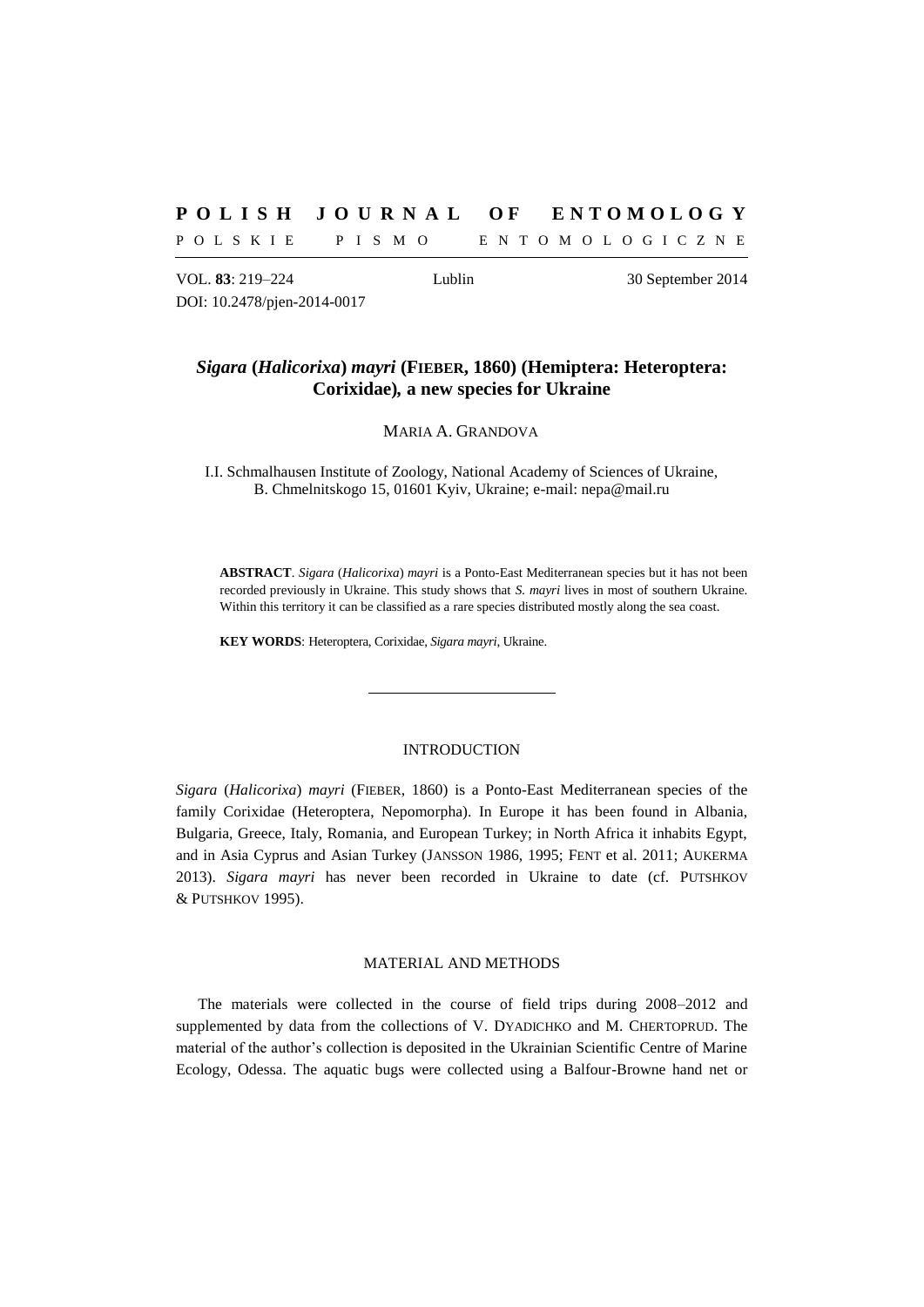# POLISH JOURNAL OF ENTOMOLOGY

POLSKIE PISMO ENTOMOLOGICZNE

VOL. **83**: 219–224 Lublin 30 September 2014

DOI: 10.2478/pjen-2014-0017

## *Sigara* (*Halicorixa*) *mayri* (FIEBER, 1860) (Hemiptera: Heteroptera: Corixidae), a new species for Ukraine

MARIA A. GRANDOVA

I.I. Schmalhausen Institute of Zoology, National Academy of Sciences of Ukraine, B. Chmelnitskogo 15, 01601 Kyiv, Ukraine; e-mail: nepa@mail.ru

**ABSTRACT**. *Sigara* (*Halicorixa*) *mayri* is a Ponto-East Mediterranean species but it has not been recorded previously in Ukraine. This study shows that *S. mayri* lives in most of southern Ukraine. Within this territory it can be classified as a rare species distributed mostly along the sea coast.

**KEY WORDS**: Heteroptera, Corixidae, *Sigara mayri*, Ukraine.

---

### INTRODUCTION

*Sigara* (*Halicorixa*) *mayri* (FIEBER, 1860) is a Ponto-East Mediterranean species of the family Corixidae (Heteroptera, Nepomorpha). In Europe it has been found in Albania, Bulgaria, Greece, Italy, Romania, and European Turkey; in North Africa it inhabits Egypt, and in Asia Cyprus and Asian Turkey (JANSSON 1986, 1995; FENT et al. 2011; AUKERMA 2013). *Sigara mayri* has never been recorded in Ukraine to date (cf. PUTSHKOV & PUTSHKOV 1995).

### MATERIAL AND METHODS

The materials were collected in the course of field trips during 2008–2012 and supplemented by data from the collections of V. DYADICHKO and M. CHERTOPRUD. The material of the author's collection is deposited in the Ukrainian Scientific Centre of Marine Ecology, Odessa. The aquatic bugs were collected using a Balfour-Browne hand net or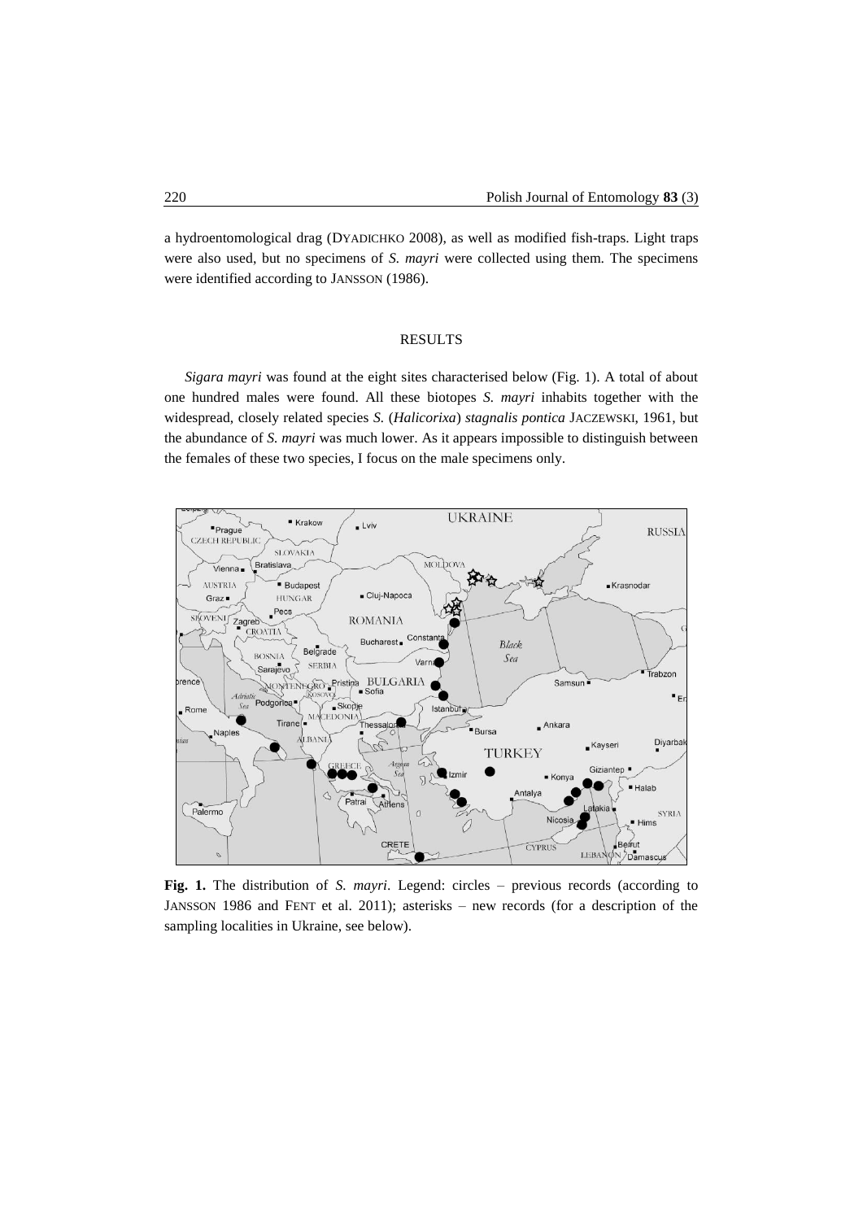a hydroentomological drag (DYADICHKO 2008), as well as modified fish-traps. Light traps were also used, but no specimens of *S. mayri* were collected using them. The specimens were identified according to JANSSON (1986).

## RESULTS

*Sigara mayri* was found at the eight sites characterised below (Fig. 1). A total of about one hundred males were found. All these biotopes *S. mayri* inhabits together with the widespread, closely related species *S.* (*Halicorixa*) *stagnalis pontica* JACZEWSKI, 1961, but the abundance of *S. mayri* was much lower. As it appears impossible to distinguish between the females of these two species, I focus on the male specimens only.

**Fig. 1.** The distribution of *S. mayri*. Legend: circles – previous records (according to JANSSON 1986 and FENT et al. 2011); asterisks – new records (for a description of the sampling localities in Ukraine, see below).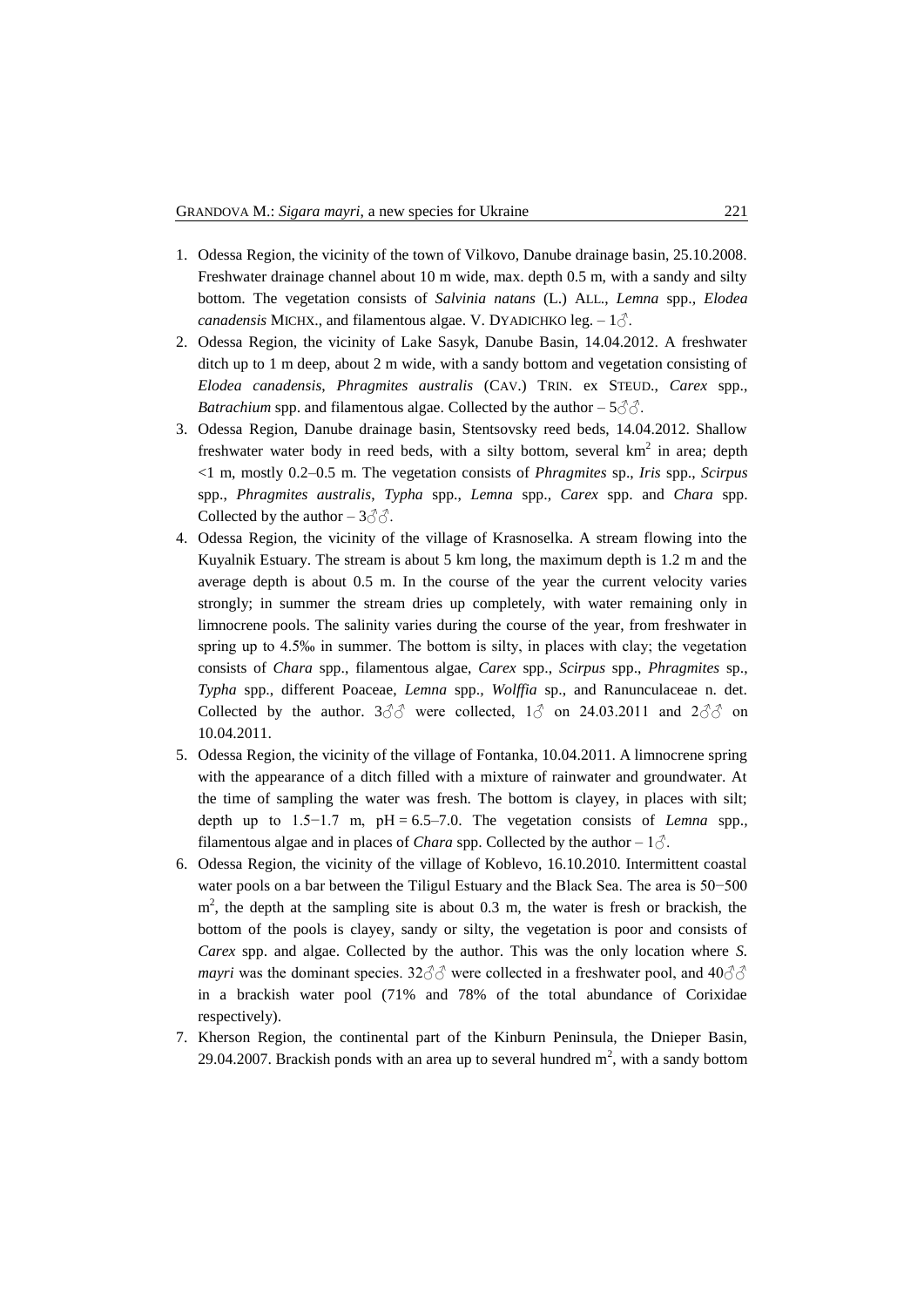1. Odessa Region, the vicinity of the town of Vilkovo, Danube drainage basin, 25.10.2008. Freshwater drainage channel about 10 m wide, max. depth 0.5 m, with a sandy and silty bottom. The vegetation consists of *Salvinia natans* (L.) ALL., *Lemna* spp., *Elodea canadensis* MICHX., and filamentous algae. V. DYADICHKO leg. – 1♂.
2. Odessa Region, the vicinity of Lake Sasyk, Danube Basin, 14.04.2012. A freshwater ditch up to 1 m deep, about 2 m wide, with a sandy bottom and vegetation consisting of *Elodea canadensis*, *Phragmites australis* (CAV.) TRIN. ex STEUD., *Carex* spp., *Batrachium* spp. and filamentous algae. Collected by the author – 5♂♂.
3. Odessa Region, Danube drainage basin, Stentsovsky reed beds, 14.04.2012. Shallow freshwater water body in reed beds, with a silty bottom, several $km^2$ in area; depth <1 m, mostly 0.2–0.5 m. The vegetation consists of *Phragmites* sp., *Iris* spp., *Scirpus* spp., *Phragmites australis*, *Typha* spp., *Lemna* spp., *Carex* spp. and *Chara* spp. Collected by the author – 3♂♂.
4. Odessa Region, the vicinity of the village of Krasnoselka. A stream flowing into the Kuyalnik Estuary. The stream is about 5 km long, the maximum depth is 1.2 m and the average depth is about 0.5 m. In the course of the year the current velocity varies strongly; in summer the stream dries up completely, with water remaining only in limnocrene pools. The salinity varies during the course of the year, from freshwater in spring up to 4.5‰ in summer. The bottom is silty, in places with clay; the vegetation consists of *Chara* spp., filamentous algae, *Carex* spp., *Scirpus* spp., *Phragmites* sp., *Typha* spp., different Poaceae, *Lemna* spp., *Wolffia* sp., and Ranunculaceae n. det. Collected by the author. 3♂♂ were collected, 1♂ on 24.03.2011 and 2♂♂ on 10.04.2011.
5. Odessa Region, the vicinity of the village of Fontanka, 10.04.2011. A limnocrene spring with the appearance of a ditch filled with a mixture of rainwater and groundwater. At the time of sampling the water was fresh. The bottom is clayey, in places with silt; depth up to 1.5−1.7 m, pH = 6.5–7.0. The vegetation consists of *Lemna* spp., filamentous algae and in places of *Chara* spp. Collected by the author – 1♂.
6. Odessa Region, the vicinity of the village of Koblevo, 16.10.2010. Intermittent coastal water pools on a bar between the Tiligul Estuary and the Black Sea. The area is 50−500 $m^2$, the depth at the sampling site is about 0.3 m, the water is fresh or brackish, the bottom of the pools is clayey, sandy or silty, the vegetation is poor and consists of *Carex* spp. and algae. Collected by the author. This was the only location where *S. mayri* was the dominant species. 32♂♂ were collected in a freshwater pool, and 40♂♂ in a brackish water pool (71% and 78% of the total abundance of Corixidae respectively).
7. Kherson Region, the continental part of the Kinburn Peninsula, the Dnieper Basin, 29.04.2007. Brackish ponds with an area up to several hundred $m^2$, with a sandy bottom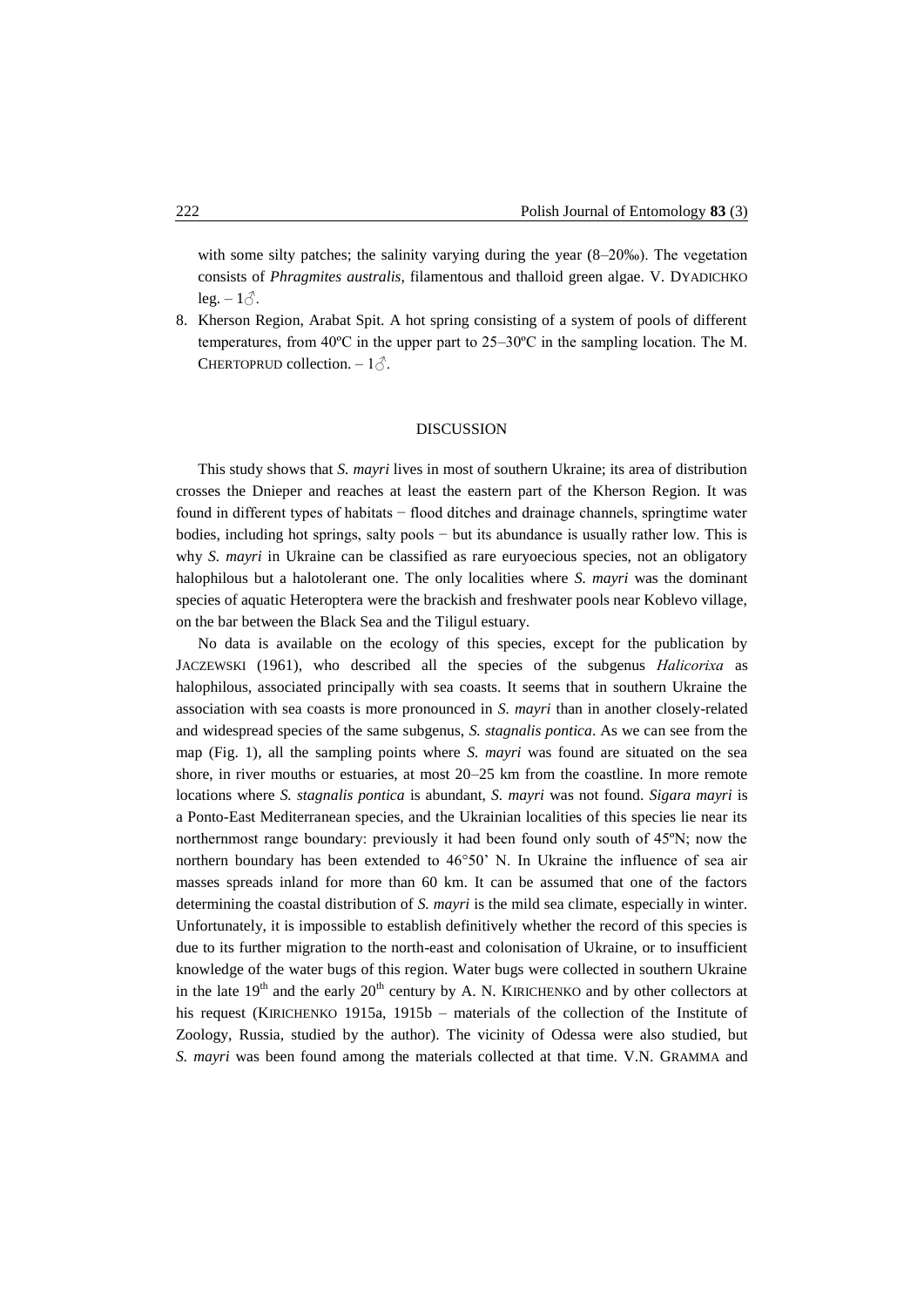with some silty patches; the salinity varying during the year (8–20‰). The vegetation consists of *Phragmites australis*, filamentous and thalloid green algae. V. DYADICHKO leg. – 1♂.

8. Kherson Region, Arabat Spit. A hot spring consisting of a system of pools of different temperatures, from 40ºC in the upper part to 25–30ºC in the sampling location. The M. CHERTOPRUD collection. – 1♂.

## DISCUSSION

This study shows that *S. mayri* lives in most of southern Ukraine; its area of distribution crosses the Dnieper and reaches at least the eastern part of the Kherson Region. It was found in different types of habitats − flood ditches and drainage channels, springtime water bodies, including hot springs, salty pools − but its abundance is usually rather low. This is why *S. mayri* in Ukraine can be classified as rare euryoecious species, not an obligatory halophilous but a halotolerant one. The only localities where *S. mayri* was the dominant species of aquatic Heteroptera were the brackish and freshwater pools near Koblevo village, on the bar between the Black Sea and the Tiligul estuary.

No data is available on the ecology of this species, except for the publication by JACZEWSKI (1961), who described all the species of the subgenus *Halicorixa* as halophilous, associated principally with sea coasts. It seems that in southern Ukraine the association with sea coasts is more pronounced in *S. mayri* than in another closely-related and widespread species of the same subgenus, *S. stagnalis pontica*. As we can see from the map (Fig. 1), all the sampling points where *S. mayri* was found are situated on the sea shore, in river mouths or estuaries, at most 20–25 km from the coastline. In more remote locations where *S. stagnalis pontica* is abundant, *S. mayri* was not found. *Sigara mayri* is a Ponto-East Mediterranean species, and the Ukrainian localities of this species lie near its northernmost range boundary: previously it had been found only south of 45ºN; now the northern boundary has been extended to 46°50' N. In Ukraine the influence of sea air masses spreads inland for more than 60 km. It can be assumed that one of the factors determining the coastal distribution of *S. mayri* is the mild sea climate, especially in winter. Unfortunately, it is impossible to establish definitively whether the record of this species is due to its further migration to the north-east and colonisation of Ukraine, or to insufficient knowledge of the water bugs of this region. Water bugs were collected in southern Ukraine in the late 19th and the early 20th century by A. N. KIRICHENKO and by other collectors at his request (KIRICHENKO 1915a, 1915b – materials of the collection of the Institute of Zoology, Russia, studied by the author). The vicinity of Odessa were also studied, but *S. mayri* was been found among the materials collected at that time. V.N. GRAMMA and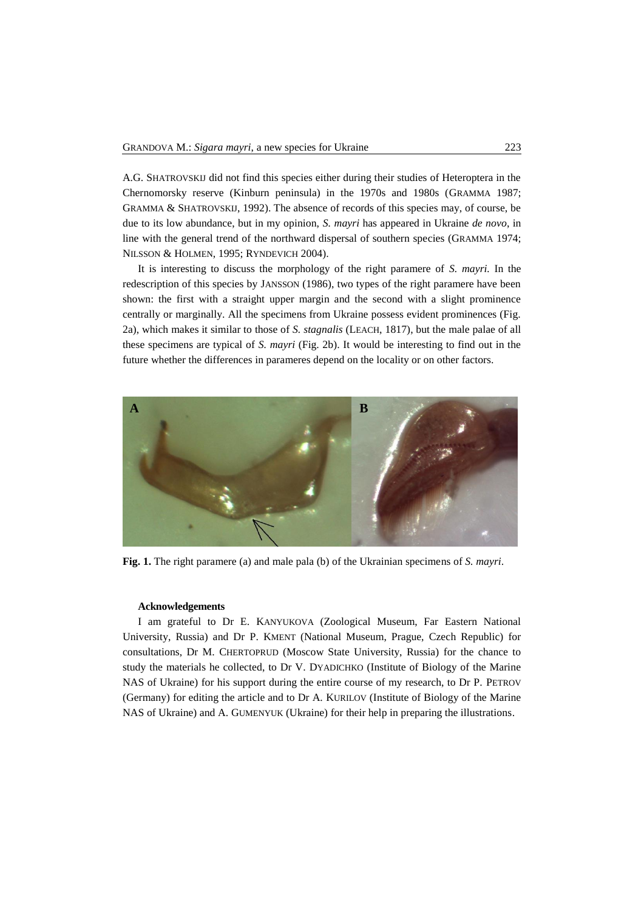A.G. SHATROVSKIJ did not find this species either during their studies of Heteroptera in the Chernomorsky reserve (Kinburn peninsula) in the 1970s and 1980s (GRAMMA 1987; GRAMMA & SHATROVSKIJ, 1992). The absence of records of this species may, of course, be due to its low abundance, but in my opinion, *S. mayri* has appeared in Ukraine *de novo*, in line with the general trend of the northward dispersal of southern species (GRAMMA 1974; NILSSON & HOLMEN, 1995; RYNDEVICH 2004).

It is interesting to discuss the morphology of the right paramere of *S. mayri.* In the redescription of this species by JANSSON (1986), two types of the right paramere have been shown: the first with a straight upper margin and the second with a slight prominence centrally or marginally. All the specimens from Ukraine possess evident prominences (Fig. 2a), which makes it similar to those of *S. stagnalis* (LEACH, 1817), but the male palae of all these specimens are typical of *S. mayri* (Fig. 2b). It would be interesting to find out in the future whether the differences in parameres depend on the locality or on other factors.

**Fig. 1.** The right paramere (a) and male pala (b) of the Ukrainian specimens of *S. mayri*.

**Acknowledgements**

I am grateful to Dr E. KANYUKOVA (Zoological Museum, Far Eastern National University, Russia) and Dr P. KMENT (National Museum, Prague, Czech Republic) for consultations, Dr M. CHERTOPRUD (Moscow State University, Russia) for the chance to study the materials he collected, to Dr V. DYADICHKO (Institute of Biology of the Marine NAS of Ukraine) for his support during the entire course of my research, to Dr P. PETROV (Germany) for editing the article and to Dr A. KURILOV (Institute of Biology of the Marine NAS of Ukraine) and A. GUMENYUK (Ukraine) for their help in preparing the illustrations.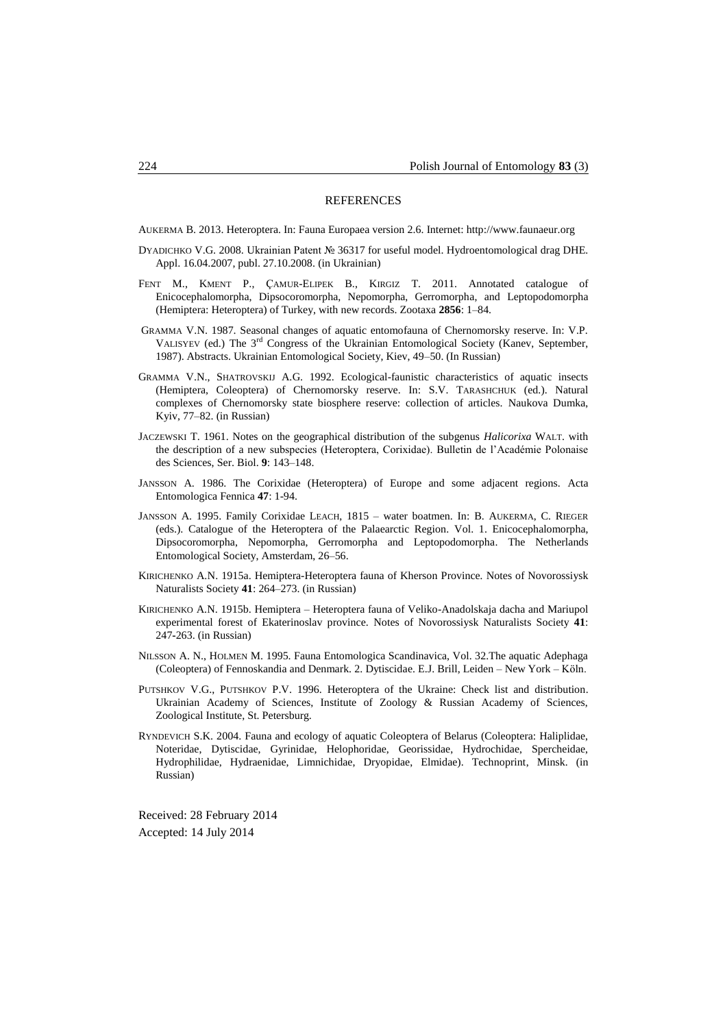## REFERENCES

AUKERMA B. 2013. Heteroptera. In: Fauna Europaea version 2.6. Internet: http://www.faunaeur.org

DYADICHKO V.G. 2008. Ukrainian Patent № 36317 for useful model. Hydroentomological drag DHE. Appl. 16.04.2007, publ. 27.10.2008. (in Ukrainian)

FENT M., KMENT P., ÇAMUR-ELIPEK B., KIRGIZ T. 2011. Annotated catalogue of Enicocephalomorpha, Dipsocoromorpha, Nepomorpha, Gerromorpha, and Leptopodomorpha (Hemiptera: Heteroptera) of Turkey, with new records. Zootaxa **2856**: 1–84.

GRAMMA V.N. 1987. Seasonal changes of aquatic entomofauna of Chernomorsky reserve. In: V.P. VALISYEV (ed.) The 3rd Congress of the Ukrainian Entomological Society (Kanev, September, 1987). Abstracts. Ukrainian Entomological Society, Kiev, 49–50. (In Russian)

GRAMMA V.N., SHATROVSKIJ A.G. 1992. Ecological-faunistic characteristics of aquatic insects (Hemiptera, Coleoptera) of Chernomorsky reserve. In: S.V. TARASHCHUK (ed.). Natural complexes of Chernomorsky state biosphere reserve: collection of articles. Naukova Dumka, Kyiv, 77–82. (in Russian)

JACZEWSKI T. 1961. Notes on the geographical distribution of the subgenus *Halicorixa* WALT. with the description of a new subspecies (Heteroptera, Corixidae). Bulletin de l'Académie Polonaise des Sciences, Ser. Biol. **9**: 143–148.

JANSSON A. 1986. The Corixidae (Heteroptera) of Europe and some adjacent regions. Acta Entomologica Fennica **47**: 1-94.

JANSSON A. 1995. Family Corixidae LEACH, 1815 – water boatmen. In: B. AUKERMA, C. RIEGER (eds.). Catalogue of the Heteroptera of the Palaearctic Region. Vol. 1. Enicocephalomorpha, Dipsocoromorpha, Nepomorpha, Gerromorpha and Leptopodomorpha. The Netherlands Entomological Society, Amsterdam, 26–56.

KIRICHENKO A.N. 1915a. Hemiptera-Heteroptera fauna of Kherson Province. Notes of Novorossiysk Naturalists Society **41**: 264–273. (in Russian)

KIRICHENKO A.N. 1915b. Hemiptera – Heteroptera fauna of Veliko-Anadolskaja dacha and Mariupol experimental forest of Ekaterinoslav province. Notes of Novorossiysk Naturalists Society **41**: 247-263. (in Russian)

NILSSON A. N., HOLMEN M. 1995. Fauna Entomologica Scandinavica, Vol. 32.The aquatic Adephaga (Coleoptera) of Fennoskandia and Denmark. 2. Dytiscidae. E.J. Brill, Leiden – New York – Köln.

PUTSHKOV V.G., PUTSHKOV P.V. 1996. Heteroptera of the Ukraine: Check list and distribution. Ukrainian Academy of Sciences, Institute of Zoology & Russian Academy of Sciences, Zoological Institute, St. Petersburg.

RYNDEVICH S.K. 2004. Fauna and ecology of aquatic Coleoptera of Belarus (Coleoptera: Haliplidae, Noteridae, Dytiscidae, Gyrinidae, Helophoridae, Georissidae, Hydrochidae, Spercheidae, Hydrophilidae, Hydraenidae, Limnichidae, Dryopidae, Elmidae). Technoprint, Minsk. (in Russian)

Received: 28 February 2014

Accepted: 14 July 2014